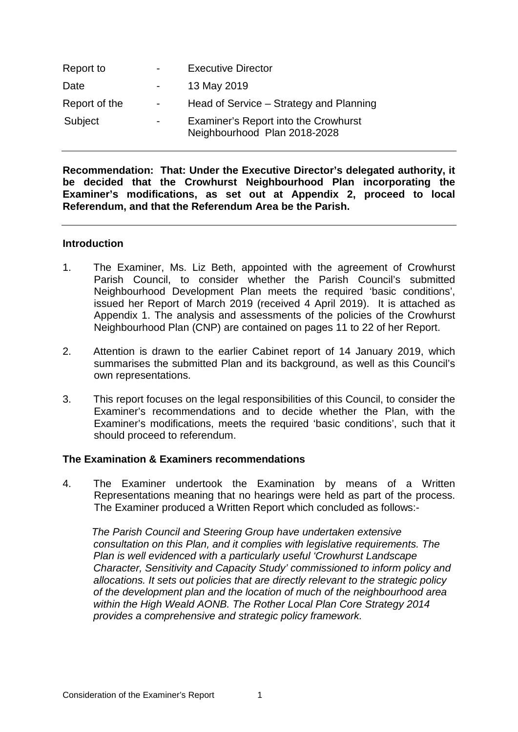| Report to | - | Executive Director |
|---|---|---|
| Date | - | 13 May 2019 |
| Report of the | - | Head of Service – Strategy and Planning |
| Subject | - | Examiner's Report into the Crowhurst Neighbourhood Plan 2018-2028 |

---

**Recommendation: That: Under the Executive Director's delegated authority, it be decided that the Crowhurst Neighbourhood Plan incorporating the Examiner's modifications, as set out at Appendix 2, proceed to local Referendum, and that the Referendum Area be the Parish.**

---

## Introduction

1. The Examiner, Ms. Liz Beth, appointed with the agreement of Crowhurst Parish Council, to consider whether the Parish Council's submitted Neighbourhood Development Plan meets the required 'basic conditions', issued her Report of March 2019 (received 4 April 2019). It is attached as Appendix 1. The analysis and assessments of the policies of the Crowhurst Neighbourhood Plan (CNP) are contained on pages 11 to 22 of her Report.

2. Attention is drawn to the earlier Cabinet report of 14 January 2019, which summarises the submitted Plan and its background, as well as this Council's own representations.

3. This report focuses on the legal responsibilities of this Council, to consider the Examiner's recommendations and to decide whether the Plan, with the Examiner's modifications, meets the required 'basic conditions', such that it should proceed to referendum.

## The Examination & Examiners recommendations

4. The Examiner undertook the Examination by means of a Written Representations meaning that no hearings were held as part of the process. The Examiner produced a Written Report which concluded as follows:-

   *The Parish Council and Steering Group have undertaken extensive consultation on this Plan, and it complies with legislative requirements. The Plan is well evidenced with a particularly useful 'Crowhurst Landscape Character, Sensitivity and Capacity Study' commissioned to inform policy and allocations. It sets out policies that are directly relevant to the strategic policy of the development plan and the location of much of the neighbourhood area within the High Weald AONB. The Rother Local Plan Core Strategy 2014 provides a comprehensive and strategic policy framework.*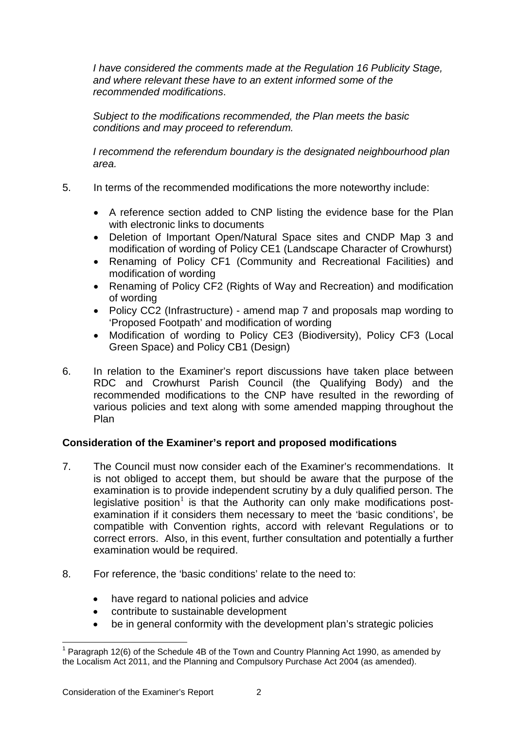*I have considered the comments made at the Regulation 16 Publicity Stage, and where relevant these have to an extent informed some of the recommended modifications*.

*Subject to the modifications recommended, the Plan meets the basic conditions and may proceed to referendum.*

*I recommend the referendum boundary is the designated neighbourhood plan area.*

5. In terms of the recommended modifications the more noteworthy include:

   - A reference section added to CNP listing the evidence base for the Plan with electronic links to documents
   - Deletion of Important Open/Natural Space sites and CNDP Map 3 and modification of wording of Policy CE1 (Landscape Character of Crowhurst)
   - Renaming of Policy CF1 (Community and Recreational Facilities) and modification of wording
   - Renaming of Policy CF2 (Rights of Way and Recreation) and modification of wording
   - Policy CC2 (Infrastructure) - amend map 7 and proposals map wording to 'Proposed Footpath' and modification of wording
   - Modification of wording to Policy CE3 (Biodiversity), Policy CF3 (Local Green Space) and Policy CB1 (Design)

6. In relation to the Examiner's report discussions have taken place between RDC and Crowhurst Parish Council (the Qualifying Body) and the recommended modifications to the CNP have resulted in the rewording of various policies and text along with some amended mapping throughout the Plan

## Consideration of the Examiner's report and proposed modifications

7. The Council must now consider each of the Examiner's recommendations. It is not obliged to accept them, but should be aware that the purpose of the examination is to provide independent scrutiny by a duly qualified person. The legislative position[1] is that the Authority can only make modifications post-examination if it considers them necessary to meet the 'basic conditions', be compatible with Convention rights, accord with relevant Regulations or to correct errors. Also, in this event, further consultation and potentially a further examination would be required.

8. For reference, the 'basic conditions' relate to the need to:

   - have regard to national policies and advice
   - contribute to sustainable development
   - be in general conformity with the development plan's strategic policies

---

[1] Paragraph 12(6) of the Schedule 4B of the Town and Country Planning Act 1990, as amended by the Localism Act 2011, and the Planning and Compulsory Purchase Act 2004 (as amended).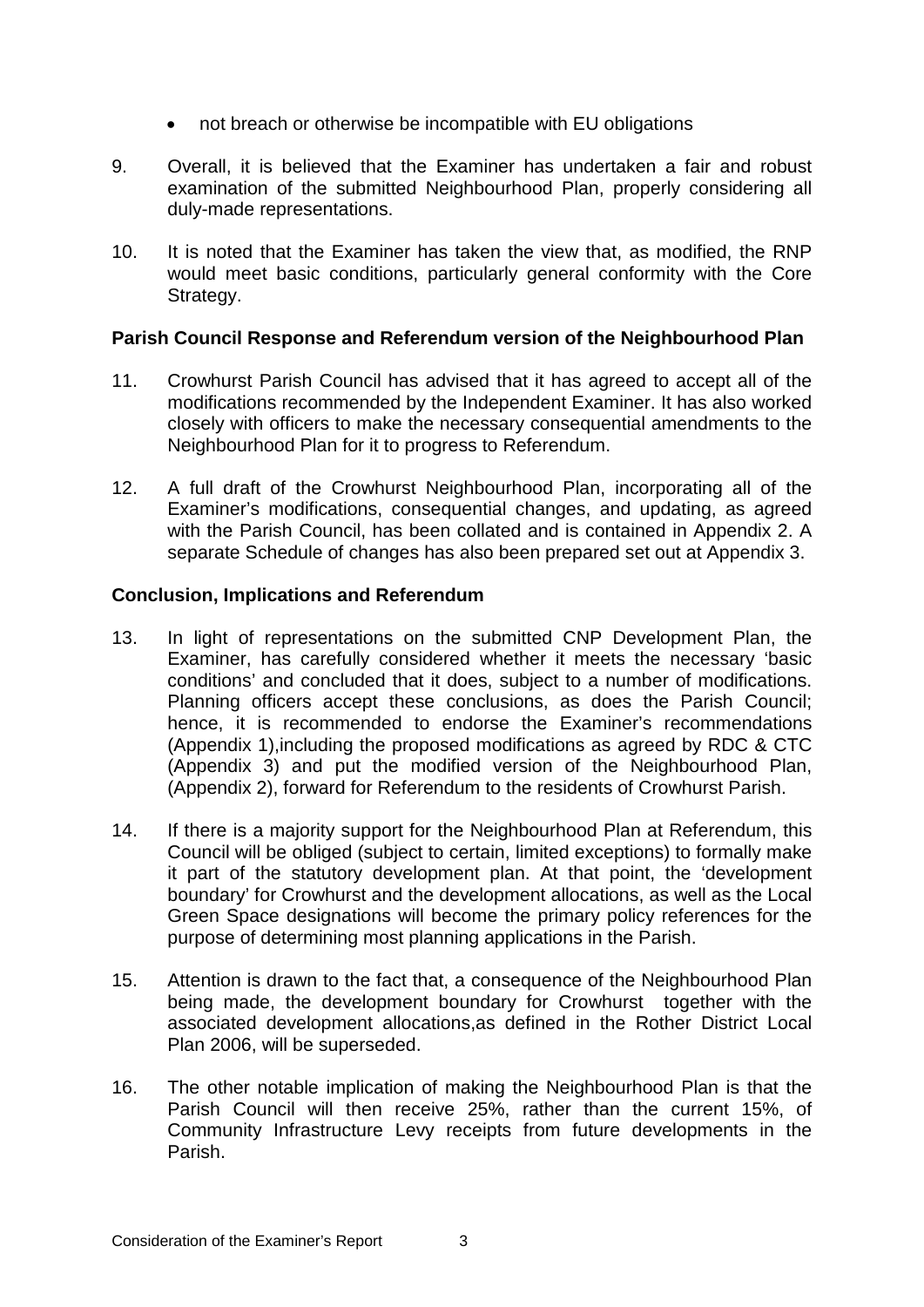- not breach or otherwise be incompatible with EU obligations

9. Overall, it is believed that the Examiner has undertaken a fair and robust examination of the submitted Neighbourhood Plan, properly considering all duly-made representations.

10. It is noted that the Examiner has taken the view that, as modified, the RNP would meet basic conditions, particularly general conformity with the Core Strategy.

**Parish Council Response and Referendum version of the Neighbourhood Plan**

11. Crowhurst Parish Council has advised that it has agreed to accept all of the modifications recommended by the Independent Examiner. It has also worked closely with officers to make the necessary consequential amendments to the Neighbourhood Plan for it to progress to Referendum.

12. A full draft of the Crowhurst Neighbourhood Plan, incorporating all of the Examiner's modifications, consequential changes, and updating, as agreed with the Parish Council, has been collated and is contained in Appendix 2. A separate Schedule of changes has also been prepared set out at Appendix 3.

**Conclusion, Implications and Referendum**

13. In light of representations on the submitted CNP Development Plan, the Examiner, has carefully considered whether it meets the necessary 'basic conditions' and concluded that it does, subject to a number of modifications. Planning officers accept these conclusions, as does the Parish Council; hence, it is recommended to endorse the Examiner's recommendations (Appendix 1),including the proposed modifications as agreed by RDC & CTC (Appendix 3) and put the modified version of the Neighbourhood Plan, (Appendix 2), forward for Referendum to the residents of Crowhurst Parish.

14. If there is a majority support for the Neighbourhood Plan at Referendum, this Council will be obliged (subject to certain, limited exceptions) to formally make it part of the statutory development plan. At that point, the 'development boundary' for Crowhurst and the development allocations, as well as the Local Green Space designations will become the primary policy references for the purpose of determining most planning applications in the Parish.

15. Attention is drawn to the fact that, a consequence of the Neighbourhood Plan being made, the development boundary for Crowhurst together with the associated development allocations,as defined in the Rother District Local Plan 2006, will be superseded.

16. The other notable implication of making the Neighbourhood Plan is that the Parish Council will then receive 25%, rather than the current 15%, of Community Infrastructure Levy receipts from future developments in the Parish.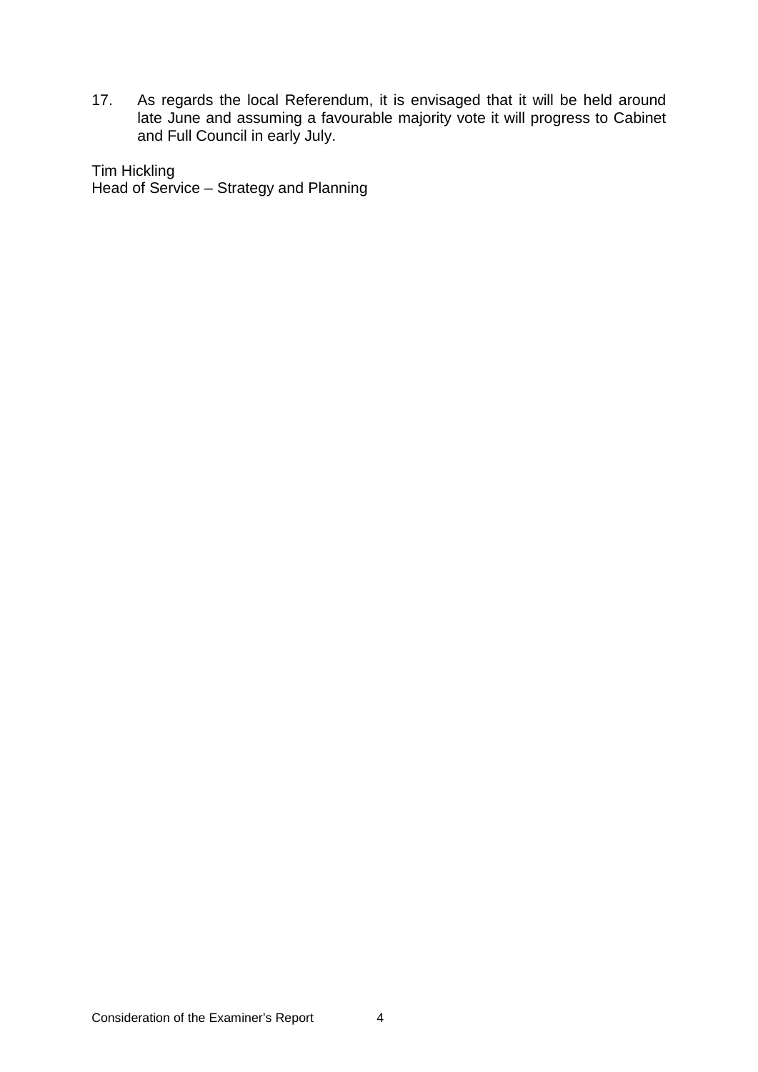17. As regards the local Referendum, it is envisaged that it will be held around late June and assuming a favourable majority vote it will progress to Cabinet and Full Council in early July.

Tim Hickling
Head of Service – Strategy and Planning